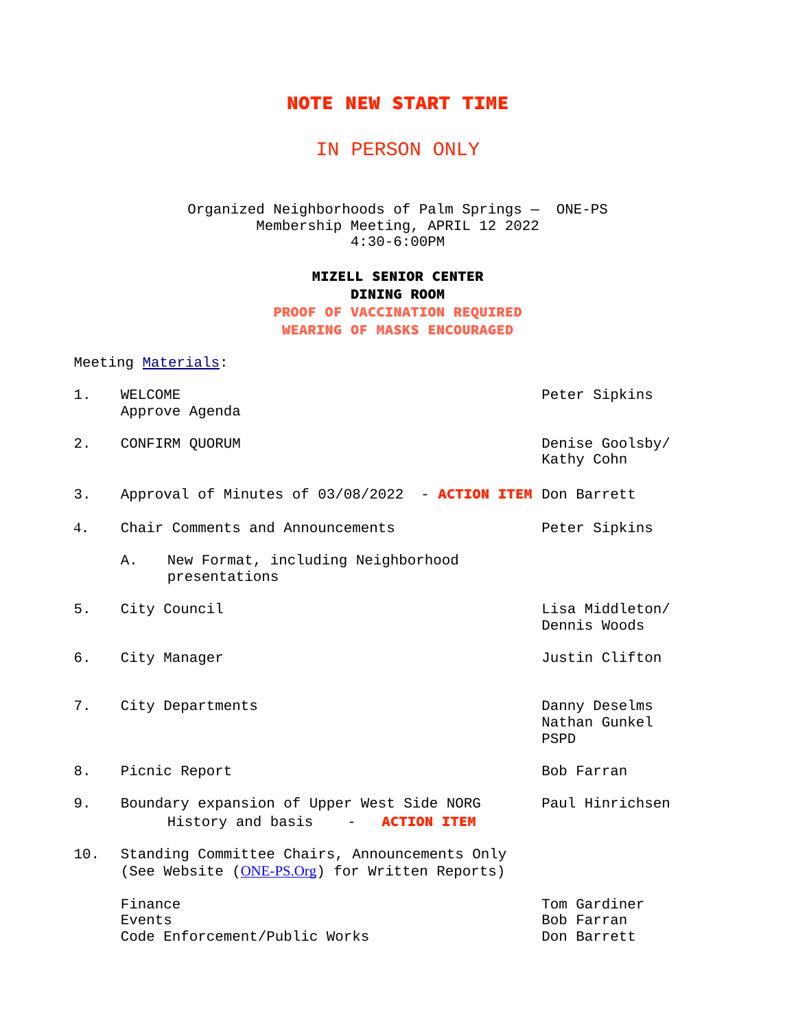# NOTE NEW START TIME

## IN PERSON ONLY

Organized Neighborhoods of Palm Springs — ONE-PS
Membership Meeting, APRIL 12 2022
4:30-6:00PM

**MIZELL SENIOR CENTER**
**DINING ROOM**
**PROOF OF VACCINATION REQUIRED**
**WEARING OF MASKS ENCOURAGED**

Meeting Materials:

| | Item | Presenter |
|---|---|---|
| 1. | WELCOME<br>Approve Agenda | Peter Sipkins |
| 2. | CONFIRM QUORUM | Denise Goolsby/<br>Kathy Cohn |
| 3. | Approval of Minutes of 03/08/2022 - **ACTION ITEM** | Don Barrett |
| 4. | Chair Comments and Announcements | Peter Sipkins |
| | A. New Format, including Neighborhood presentations | |
| 5. | City Council | Lisa Middleton/<br>Dennis Woods |
| 6. | City Manager | Justin Clifton |
| 7. | City Departments | Danny Deselms<br>Nathan Gunkel<br>PSPD |
| 8. | Picnic Report | Bob Farran |
| 9. | Boundary expansion of Upper West Side NORG<br>History and basis - **ACTION ITEM** | Paul Hinrichsen |
| 10. | Standing Committee Chairs, Announcements Only<br>(See Website (ONE-PS.Org) for Written Reports) | |
| | Finance | Tom Gardiner |
| | Events | Bob Farran |
| | Code Enforcement/Public Works | Don Barrett |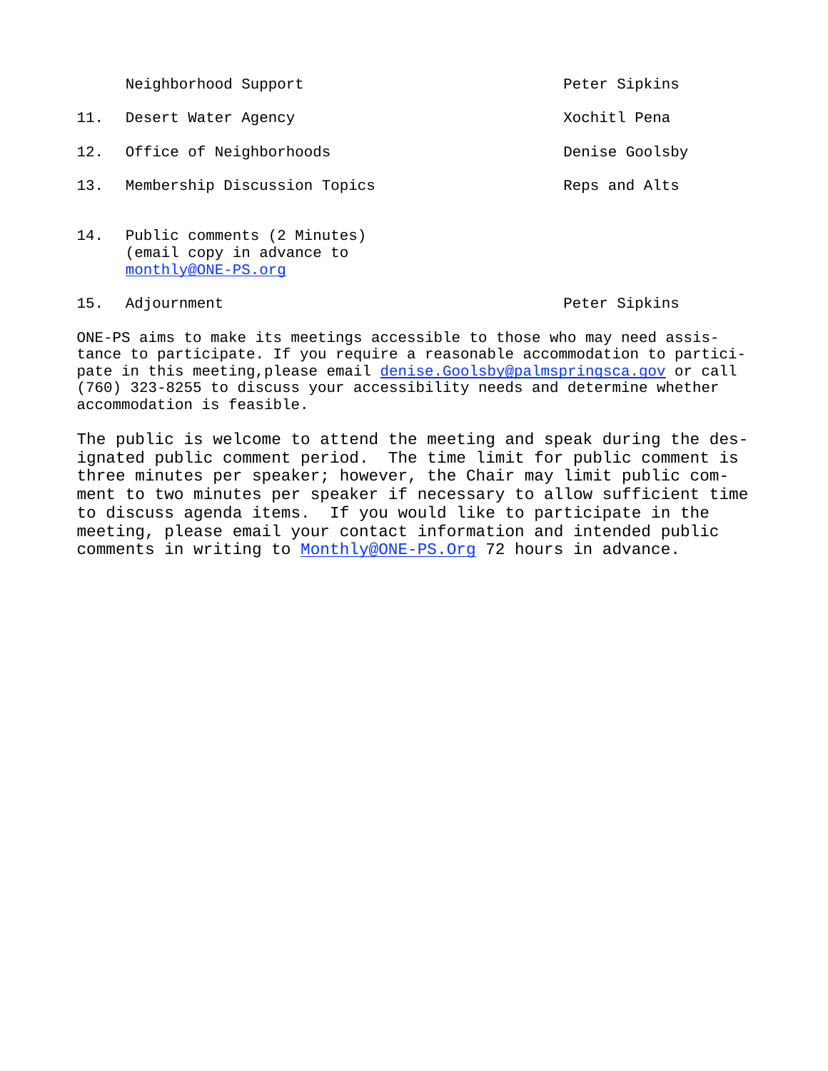| | | |
|---|---|---|
| | Neighborhood Support | Peter Sipkins |
| 11. | Desert Water Agency | Xochitl Pena |
| 12. | Office of Neighborhoods | Denise Goolsby |
| 13. | Membership Discussion Topics | Reps and Alts |
| 14. | Public comments (2 Minutes) (email copy in advance to monthly@ONE-PS.org | |
| 15. | Adjournment | Peter Sipkins |

ONE-PS aims to make its meetings accessible to those who may need assistance to participate. If you require a reasonable accommodation to participate in this meeting,please email denise.Goolsby@palmspringsca.gov or call (760) 323-8255 to discuss your accessibility needs and determine whether accommodation is feasible.

The public is welcome to attend the meeting and speak during the designated public comment period. The time limit for public comment is three minutes per speaker; however, the Chair may limit public comment to two minutes per speaker if necessary to allow sufficient time to discuss agenda items. If you would like to participate in the meeting, please email your contact information and intended public comments in writing to Monthly@ONE-PS.Org 72 hours in advance.